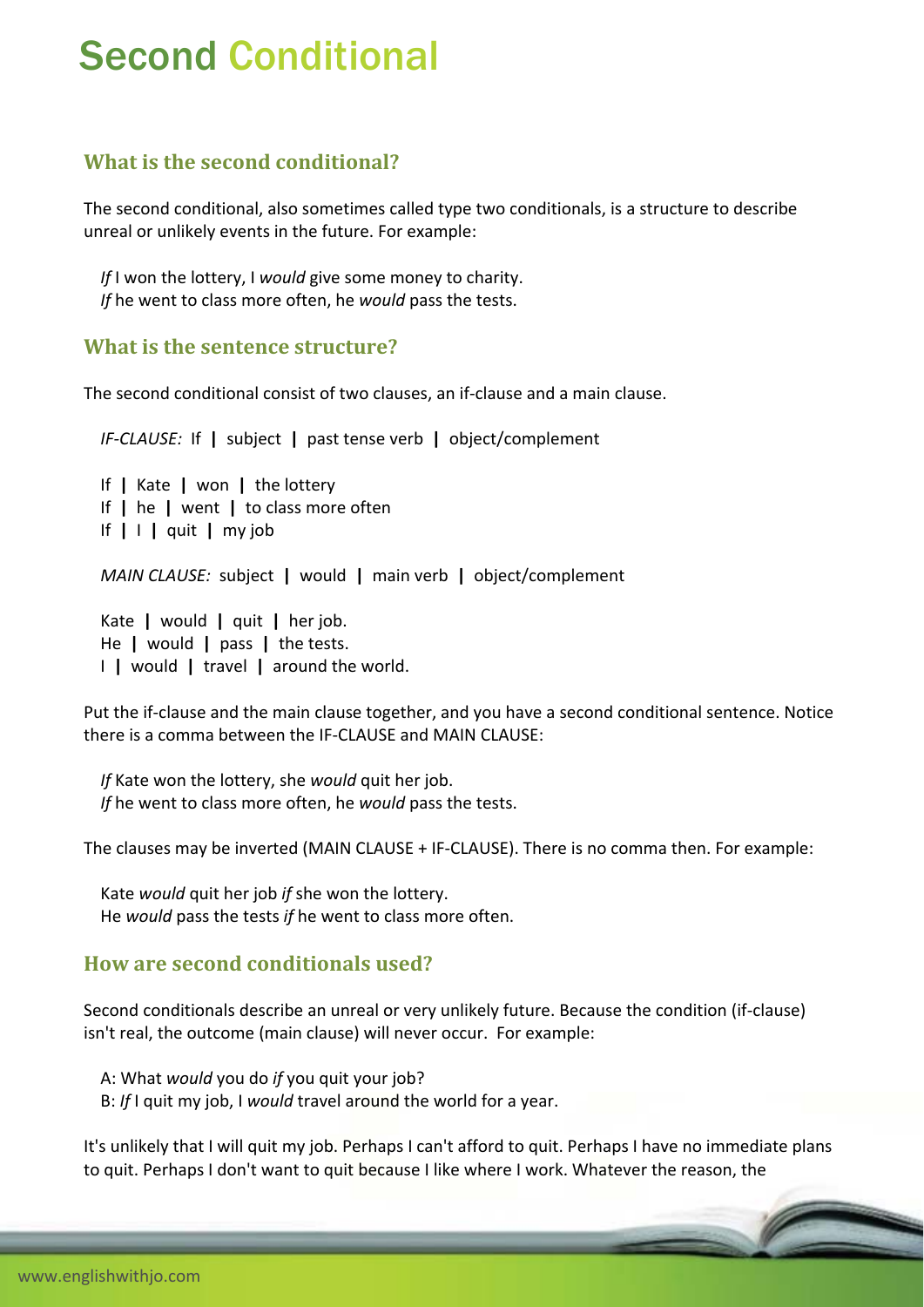# Second Conditional

## What is the second conditional?

The second conditional, also sometimes called type two conditionals, is a structure to describe unreal or unlikely events in the future. For example:

*If* I won the lottery, I *would* give some money to charity.
*If* he went to class more often, he *would* pass the tests.

## What is the sentence structure?

The second conditional consist of two clauses, an if-clause and a main clause.

*IF-CLAUSE:* If **|** subject **|** past tense verb **|** object/complement

If **|** Kate **|** won **|** the lottery
If **|** he **|** went **|** to class more often
If **|** I **|** quit **|** my job

*MAIN CLAUSE:* subject **|** would **|** main verb **|** object/complement

Kate **|** would **|** quit **|** her job.
He **|** would **|** pass **|** the tests.
I **|** would **|** travel **|** around the world.

Put the if-clause and the main clause together, and you have a second conditional sentence. Notice there is a comma between the IF-CLAUSE and MAIN CLAUSE:

*If* Kate won the lottery, she *would* quit her job.
*If* he went to class more often, he *would* pass the tests.

The clauses may be inverted (MAIN CLAUSE + IF-CLAUSE). There is no comma then. For example:

Kate *would* quit her job *if* she won the lottery.
He *would* pass the tests *if* he went to class more often.

## How are second conditionals used?

Second conditionals describe an unreal or very unlikely future. Because the condition (if-clause) isn't real, the outcome (main clause) will never occur. For example:

A: What *would* you do *if* you quit your job?
B: *If* I quit my job, I *would* travel around the world for a year.

It's unlikely that I will quit my job. Perhaps I can't afford to quit. Perhaps I have no immediate plans to quit. Perhaps I don't want to quit because I like where I work. Whatever the reason, the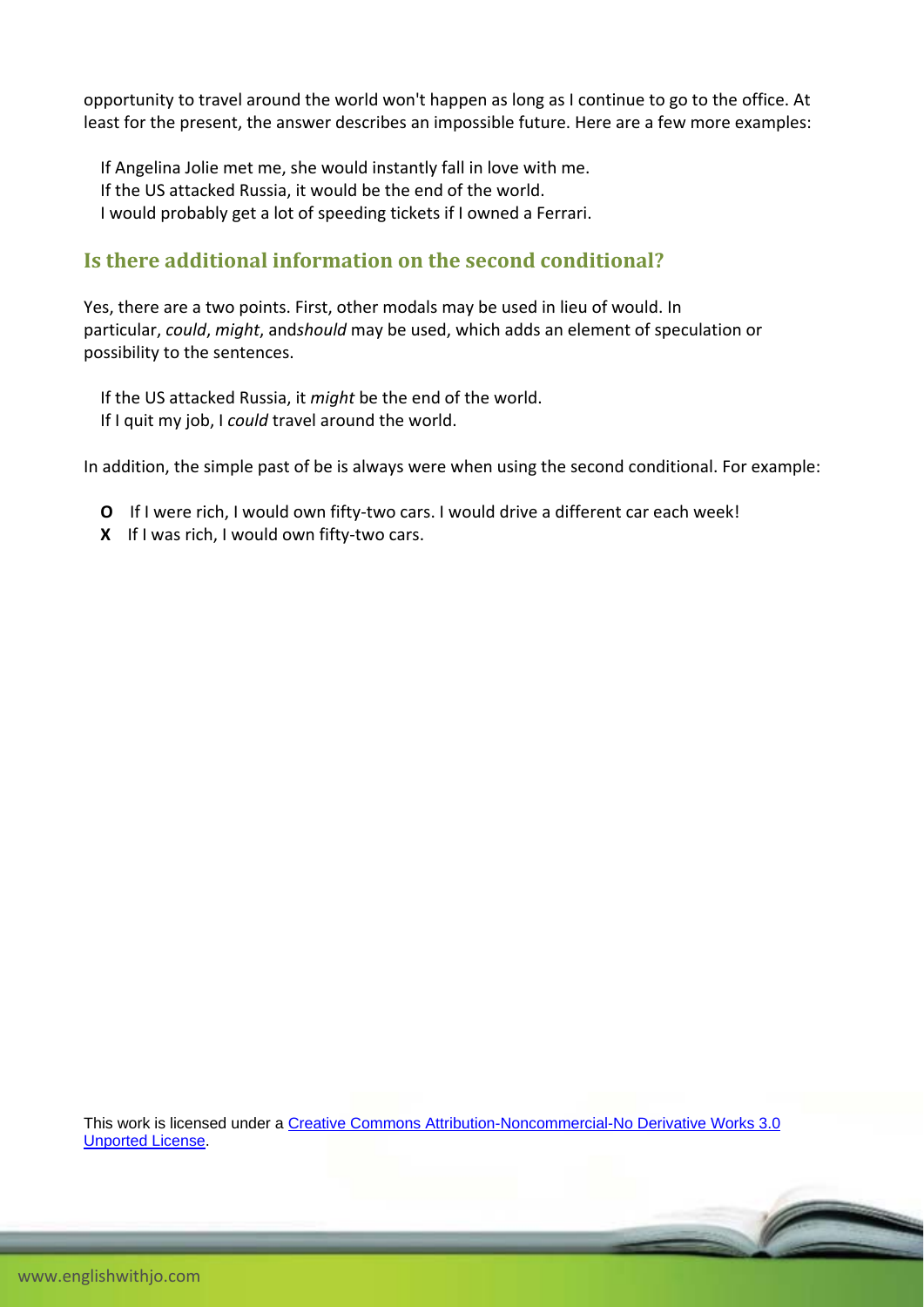opportunity to travel around the world won't happen as long as I continue to go to the office. At least for the present, the answer describes an impossible future. Here are a few more examples:

If Angelina Jolie met me, she would instantly fall in love with me.
If the US attacked Russia, it would be the end of the world.
I would probably get a lot of speeding tickets if I owned a Ferrari.

## Is there additional information on the second conditional?

Yes, there are a two points. First, other modals may be used in lieu of would. In particular, *could*, *might*, and*should* may be used, which adds an element of speculation or possibility to the sentences.

If the US attacked Russia, it *might* be the end of the world.
If I quit my job, I *could* travel around the world.

In addition, the simple past of be is always were when using the second conditional. For example:

**O** If I were rich, I would own fifty-two cars. I would drive a different car each week!
**X** If I was rich, I would own fifty-two cars.

This work is licensed under a [Creative Commons Attribution-Noncommercial-No Derivative Works 3.0 Unported License].